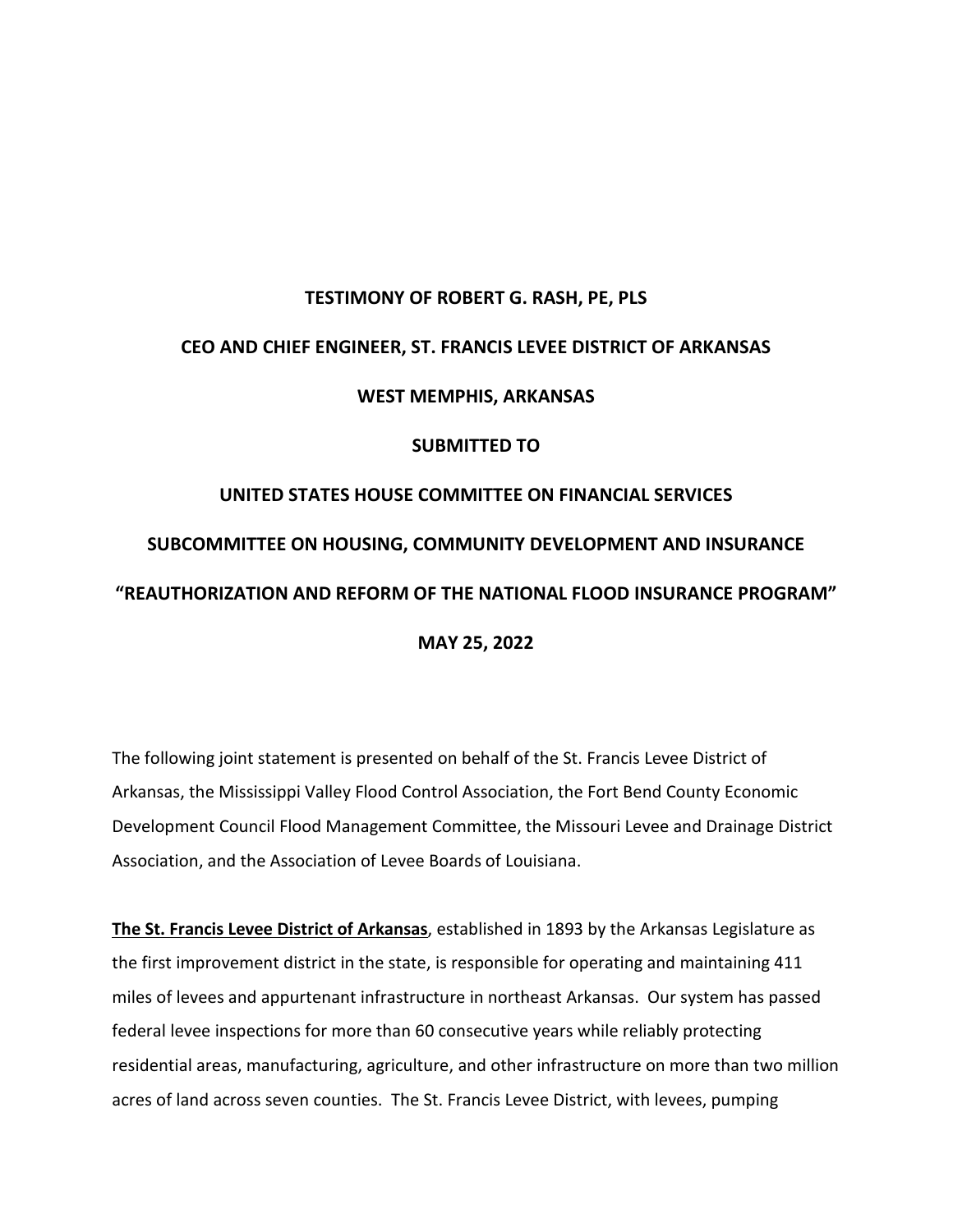**TESTIMONY OF ROBERT G. RASH, PE, PLS**

**CEO AND CHIEF ENGINEER, ST. FRANCIS LEVEE DISTRICT OF ARKANSAS**

**WEST MEMPHIS, ARKANSAS**

**SUBMITTED TO**

**UNITED STATES HOUSE COMMITTEE ON FINANCIAL SERVICES**

**SUBCOMMITTEE ON HOUSING, COMMUNITY DEVELOPMENT AND INSURANCE**

**"REAUTHORIZATION AND REFORM OF THE NATIONAL FLOOD INSURANCE PROGRAM"**

**MAY 25, 2022**

The following joint statement is presented on behalf of the St. Francis Levee District of Arkansas, the Mississippi Valley Flood Control Association, the Fort Bend County Economic Development Council Flood Management Committee, the Missouri Levee and Drainage District Association, and the Association of Levee Boards of Louisiana.

**The St. Francis Levee District of Arkansas**, established in 1893 by the Arkansas Legislature as the first improvement district in the state, is responsible for operating and maintaining 411 miles of levees and appurtenant infrastructure in northeast Arkansas. Our system has passed federal levee inspections for more than 60 consecutive years while reliably protecting residential areas, manufacturing, agriculture, and other infrastructure on more than two million acres of land across seven counties. The St. Francis Levee District, with levees, pumping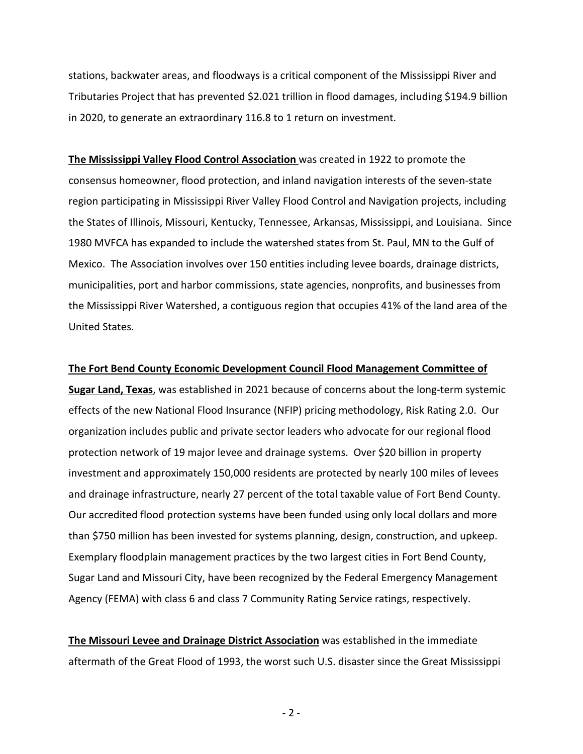stations, backwater areas, and floodways is a critical component of the Mississippi River and Tributaries Project that has prevented $2.021 trillion in flood damages, including $194.9 billion in 2020, to generate an extraordinary 116.8 to 1 return on investment.

**The Mississippi Valley Flood Control Association** was created in 1922 to promote the consensus homeowner, flood protection, and inland navigation interests of the seven-state region participating in Mississippi River Valley Flood Control and Navigation projects, including the States of Illinois, Missouri, Kentucky, Tennessee, Arkansas, Mississippi, and Louisiana. Since 1980 MVFCA has expanded to include the watershed states from St. Paul, MN to the Gulf of Mexico. The Association involves over 150 entities including levee boards, drainage districts, municipalities, port and harbor commissions, state agencies, nonprofits, and businesses from the Mississippi River Watershed, a contiguous region that occupies 41% of the land area of the United States.

**The Fort Bend County Economic Development Council Flood Management Committee of Sugar Land, Texas**, was established in 2021 because of concerns about the long-term systemic effects of the new National Flood Insurance (NFIP) pricing methodology, Risk Rating 2.0. Our organization includes public and private sector leaders who advocate for our regional flood protection network of 19 major levee and drainage systems. Over $20 billion in property investment and approximately 150,000 residents are protected by nearly 100 miles of levees and drainage infrastructure, nearly 27 percent of the total taxable value of Fort Bend County. Our accredited flood protection systems have been funded using only local dollars and more than $750 million has been invested for systems planning, design, construction, and upkeep. Exemplary floodplain management practices by the two largest cities in Fort Bend County, Sugar Land and Missouri City, have been recognized by the Federal Emergency Management Agency (FEMA) with class 6 and class 7 Community Rating Service ratings, respectively.

**The Missouri Levee and Drainage District Association** was established in the immediate aftermath of the Great Flood of 1993, the worst such U.S. disaster since the Great Mississippi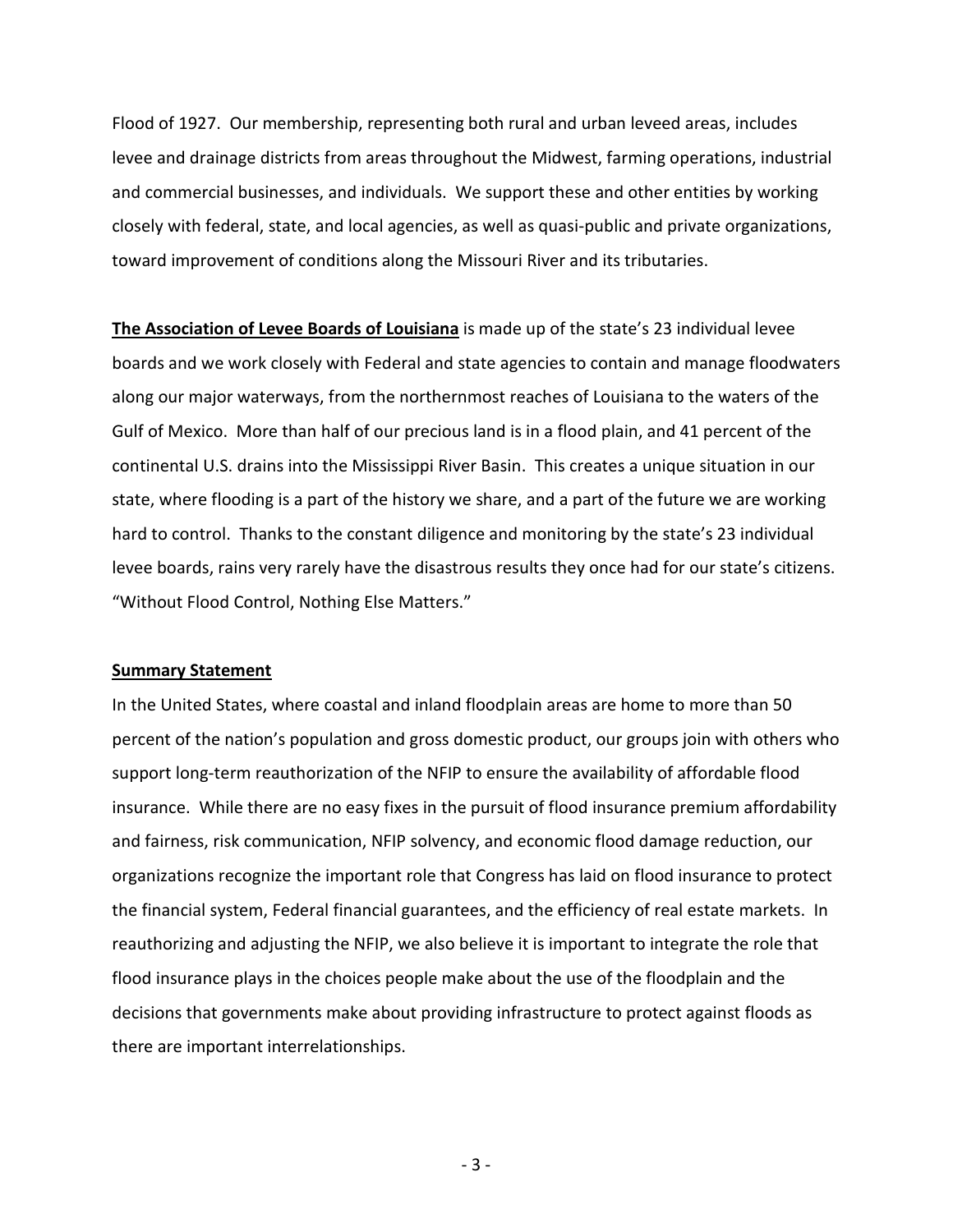Flood of 1927. Our membership, representing both rural and urban leveed areas, includes levee and drainage districts from areas throughout the Midwest, farming operations, industrial and commercial businesses, and individuals. We support these and other entities by working closely with federal, state, and local agencies, as well as quasi-public and private organizations, toward improvement of conditions along the Missouri River and its tributaries.

**The Association of Levee Boards of Louisiana** is made up of the state's 23 individual levee boards and we work closely with Federal and state agencies to contain and manage floodwaters along our major waterways, from the northernmost reaches of Louisiana to the waters of the Gulf of Mexico. More than half of our precious land is in a flood plain, and 41 percent of the continental U.S. drains into the Mississippi River Basin. This creates a unique situation in our state, where flooding is a part of the history we share, and a part of the future we are working hard to control. Thanks to the constant diligence and monitoring by the state's 23 individual levee boards, rains very rarely have the disastrous results they once had for our state's citizens. "Without Flood Control, Nothing Else Matters."

## Summary Statement

In the United States, where coastal and inland floodplain areas are home to more than 50 percent of the nation's population and gross domestic product, our groups join with others who support long-term reauthorization of the NFIP to ensure the availability of affordable flood insurance. While there are no easy fixes in the pursuit of flood insurance premium affordability and fairness, risk communication, NFIP solvency, and economic flood damage reduction, our organizations recognize the important role that Congress has laid on flood insurance to protect the financial system, Federal financial guarantees, and the efficiency of real estate markets. In reauthorizing and adjusting the NFIP, we also believe it is important to integrate the role that flood insurance plays in the choices people make about the use of the floodplain and the decisions that governments make about providing infrastructure to protect against floods as there are important interrelationships.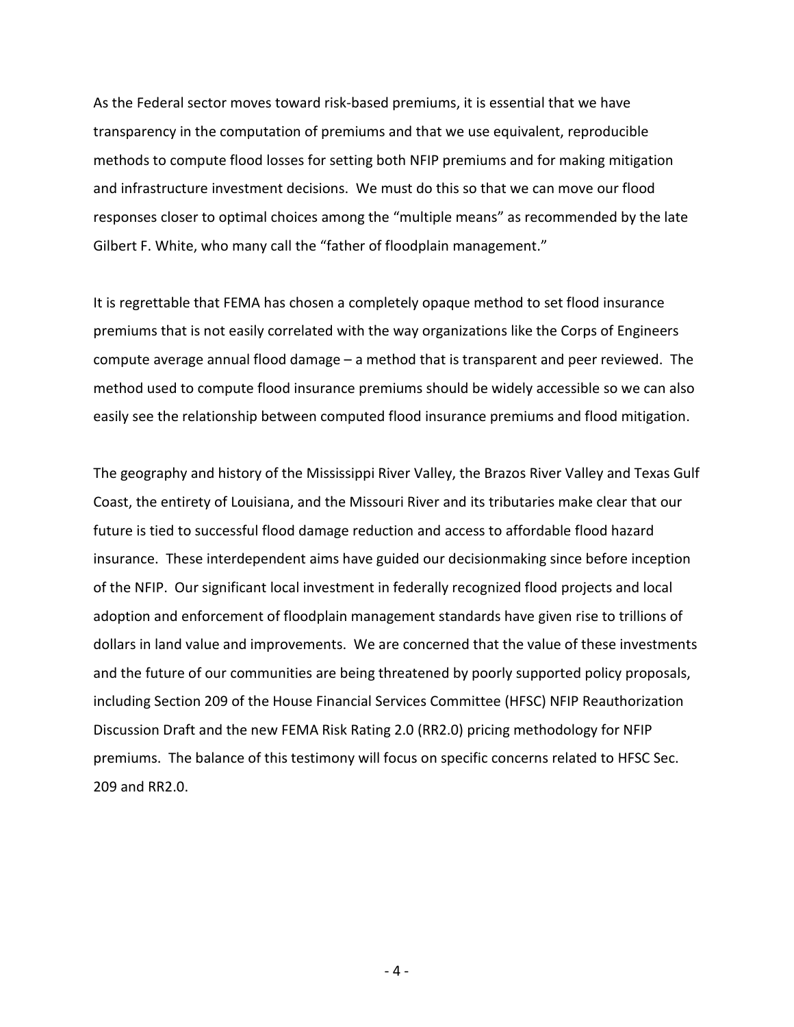As the Federal sector moves toward risk-based premiums, it is essential that we have transparency in the computation of premiums and that we use equivalent, reproducible methods to compute flood losses for setting both NFIP premiums and for making mitigation and infrastructure investment decisions. We must do this so that we can move our flood responses closer to optimal choices among the "multiple means" as recommended by the late Gilbert F. White, who many call the "father of floodplain management."

It is regrettable that FEMA has chosen a completely opaque method to set flood insurance premiums that is not easily correlated with the way organizations like the Corps of Engineers compute average annual flood damage – a method that is transparent and peer reviewed. The method used to compute flood insurance premiums should be widely accessible so we can also easily see the relationship between computed flood insurance premiums and flood mitigation.

The geography and history of the Mississippi River Valley, the Brazos River Valley and Texas Gulf Coast, the entirety of Louisiana, and the Missouri River and its tributaries make clear that our future is tied to successful flood damage reduction and access to affordable flood hazard insurance. These interdependent aims have guided our decisionmaking since before inception of the NFIP. Our significant local investment in federally recognized flood projects and local adoption and enforcement of floodplain management standards have given rise to trillions of dollars in land value and improvements. We are concerned that the value of these investments and the future of our communities are being threatened by poorly supported policy proposals, including Section 209 of the House Financial Services Committee (HFSC) NFIP Reauthorization Discussion Draft and the new FEMA Risk Rating 2.0 (RR2.0) pricing methodology for NFIP premiums. The balance of this testimony will focus on specific concerns related to HFSC Sec. 209 and RR2.0.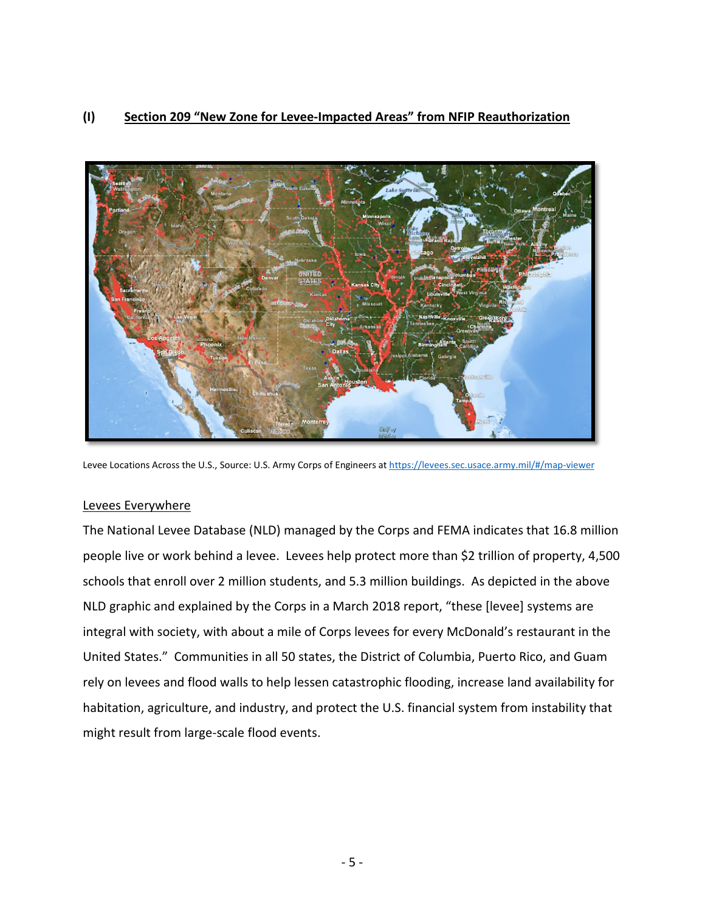## (I) Section 209 "New Zone for Levee-Impacted Areas" from NFIP Reauthorization

Levee Locations Across the U.S., Source: U.S. Army Corps of Engineers at https://levees.sec.usace.army.mil/#/map-viewer

### Levees Everywhere

The National Levee Database (NLD) managed by the Corps and FEMA indicates that 16.8 million people live or work behind a levee. Levees help protect more than $2 trillion of property, 4,500 schools that enroll over 2 million students, and 5.3 million buildings. As depicted in the above NLD graphic and explained by the Corps in a March 2018 report, "these [levee] systems are integral with society, with about a mile of Corps levees for every McDonald's restaurant in the United States." Communities in all 50 states, the District of Columbia, Puerto Rico, and Guam rely on levees and flood walls to help lessen catastrophic flooding, increase land availability for habitation, agriculture, and industry, and protect the U.S. financial system from instability that might result from large-scale flood events.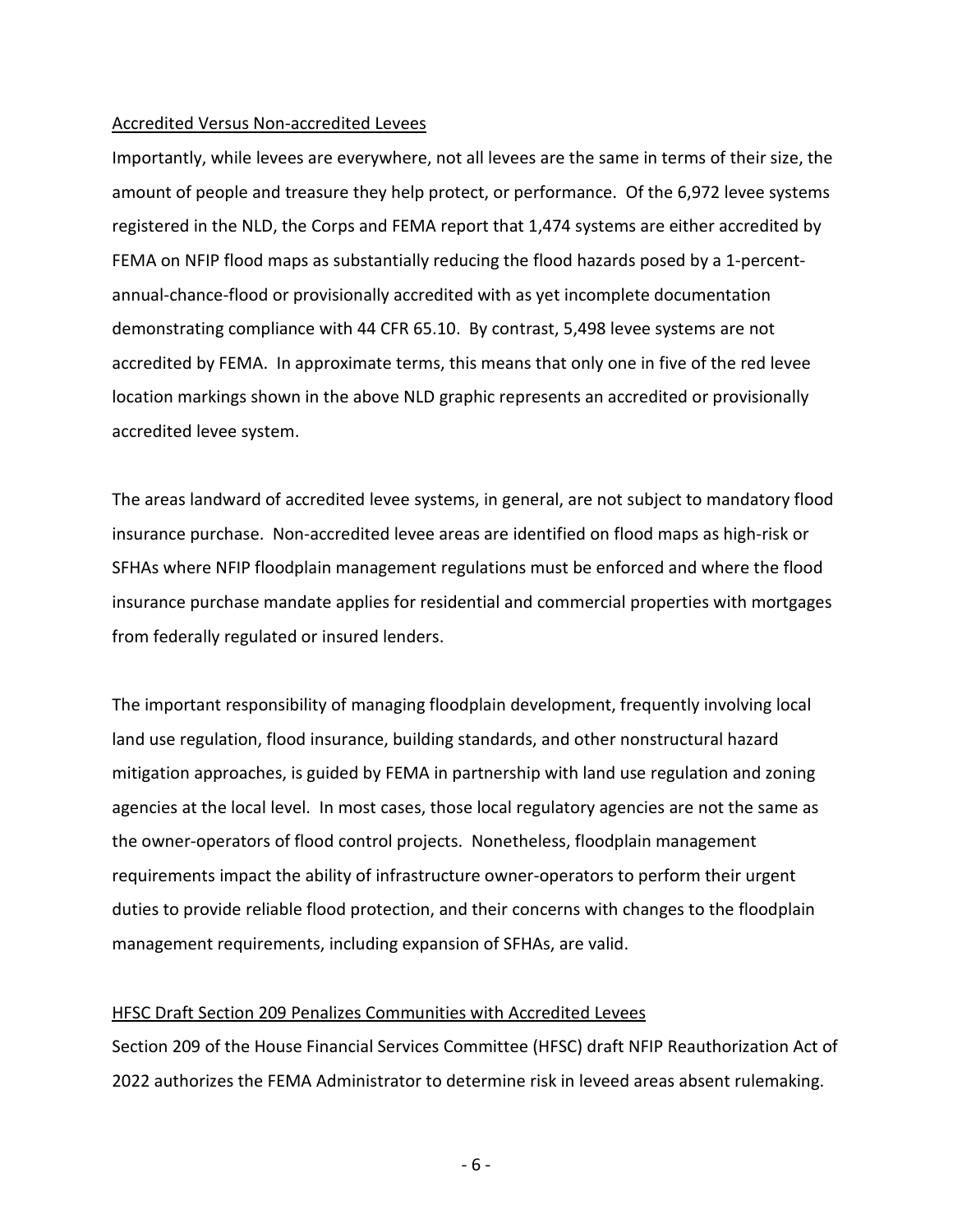Accredited Versus Non-accredited Levees

Importantly, while levees are everywhere, not all levees are the same in terms of their size, the amount of people and treasure they help protect, or performance. Of the 6,972 levee systems registered in the NLD, the Corps and FEMA report that 1,474 systems are either accredited by FEMA on NFIP flood maps as substantially reducing the flood hazards posed by a 1-percent-annual-chance-flood or provisionally accredited with as yet incomplete documentation demonstrating compliance with 44 CFR 65.10. By contrast, 5,498 levee systems are not accredited by FEMA. In approximate terms, this means that only one in five of the red levee location markings shown in the above NLD graphic represents an accredited or provisionally accredited levee system.

The areas landward of accredited levee systems, in general, are not subject to mandatory flood insurance purchase. Non-accredited levee areas are identified on flood maps as high-risk or SFHAs where NFIP floodplain management regulations must be enforced and where the flood insurance purchase mandate applies for residential and commercial properties with mortgages from federally regulated or insured lenders.

The important responsibility of managing floodplain development, frequently involving local land use regulation, flood insurance, building standards, and other nonstructural hazard mitigation approaches, is guided by FEMA in partnership with land use regulation and zoning agencies at the local level. In most cases, those local regulatory agencies are not the same as the owner-operators of flood control projects. Nonetheless, floodplain management requirements impact the ability of infrastructure owner-operators to perform their urgent duties to provide reliable flood protection, and their concerns with changes to the floodplain management requirements, including expansion of SFHAs, are valid.

HFSC Draft Section 209 Penalizes Communities with Accredited Levees

Section 209 of the House Financial Services Committee (HFSC) draft NFIP Reauthorization Act of 2022 authorizes the FEMA Administrator to determine risk in leveed areas absent rulemaking.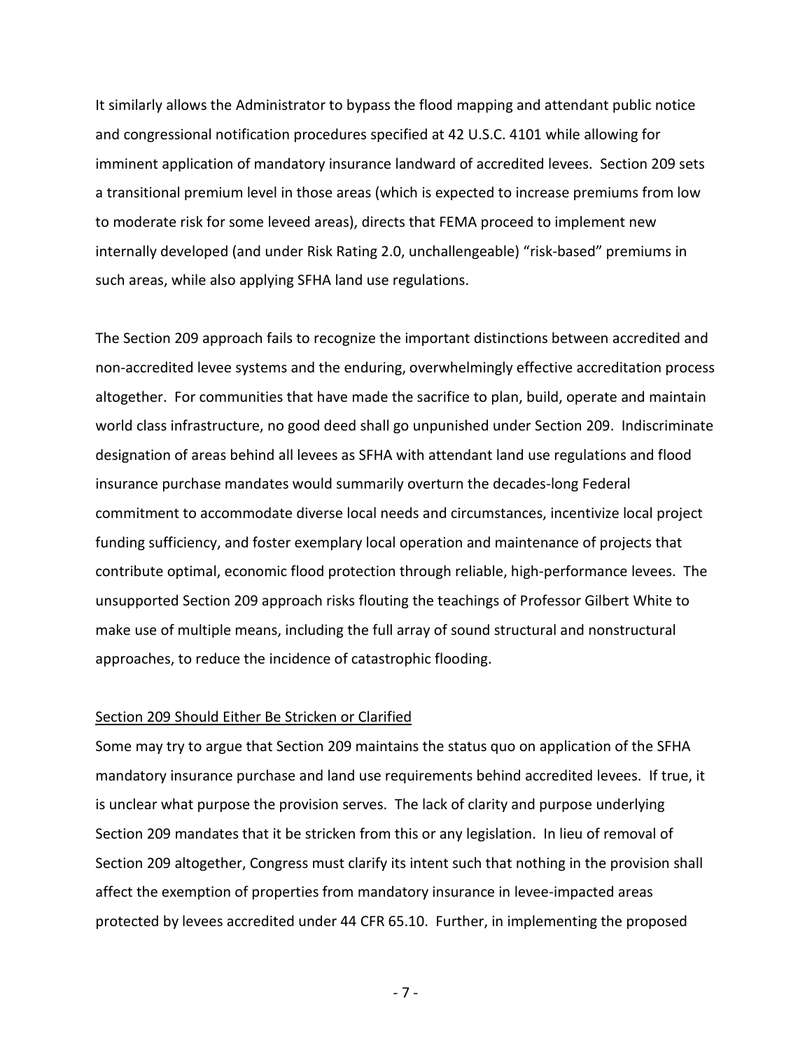It similarly allows the Administrator to bypass the flood mapping and attendant public notice and congressional notification procedures specified at 42 U.S.C. 4101 while allowing for imminent application of mandatory insurance landward of accredited levees. Section 209 sets a transitional premium level in those areas (which is expected to increase premiums from low to moderate risk for some leveed areas), directs that FEMA proceed to implement new internally developed (and under Risk Rating 2.0, unchallengeable) "risk-based" premiums in such areas, while also applying SFHA land use regulations.

The Section 209 approach fails to recognize the important distinctions between accredited and non-accredited levee systems and the enduring, overwhelmingly effective accreditation process altogether. For communities that have made the sacrifice to plan, build, operate and maintain world class infrastructure, no good deed shall go unpunished under Section 209. Indiscriminate designation of areas behind all levees as SFHA with attendant land use regulations and flood insurance purchase mandates would summarily overturn the decades-long Federal commitment to accommodate diverse local needs and circumstances, incentivize local project funding sufficiency, and foster exemplary local operation and maintenance of projects that contribute optimal, economic flood protection through reliable, high-performance levees. The unsupported Section 209 approach risks flouting the teachings of Professor Gilbert White to make use of multiple means, including the full array of sound structural and nonstructural approaches, to reduce the incidence of catastrophic flooding.

<u>Section 209 Should Either Be Stricken or Clarified</u>

Some may try to argue that Section 209 maintains the status quo on application of the SFHA mandatory insurance purchase and land use requirements behind accredited levees. If true, it is unclear what purpose the provision serves. The lack of clarity and purpose underlying Section 209 mandates that it be stricken from this or any legislation. In lieu of removal of Section 209 altogether, Congress must clarify its intent such that nothing in the provision shall affect the exemption of properties from mandatory insurance in levee-impacted areas protected by levees accredited under 44 CFR 65.10. Further, in implementing the proposed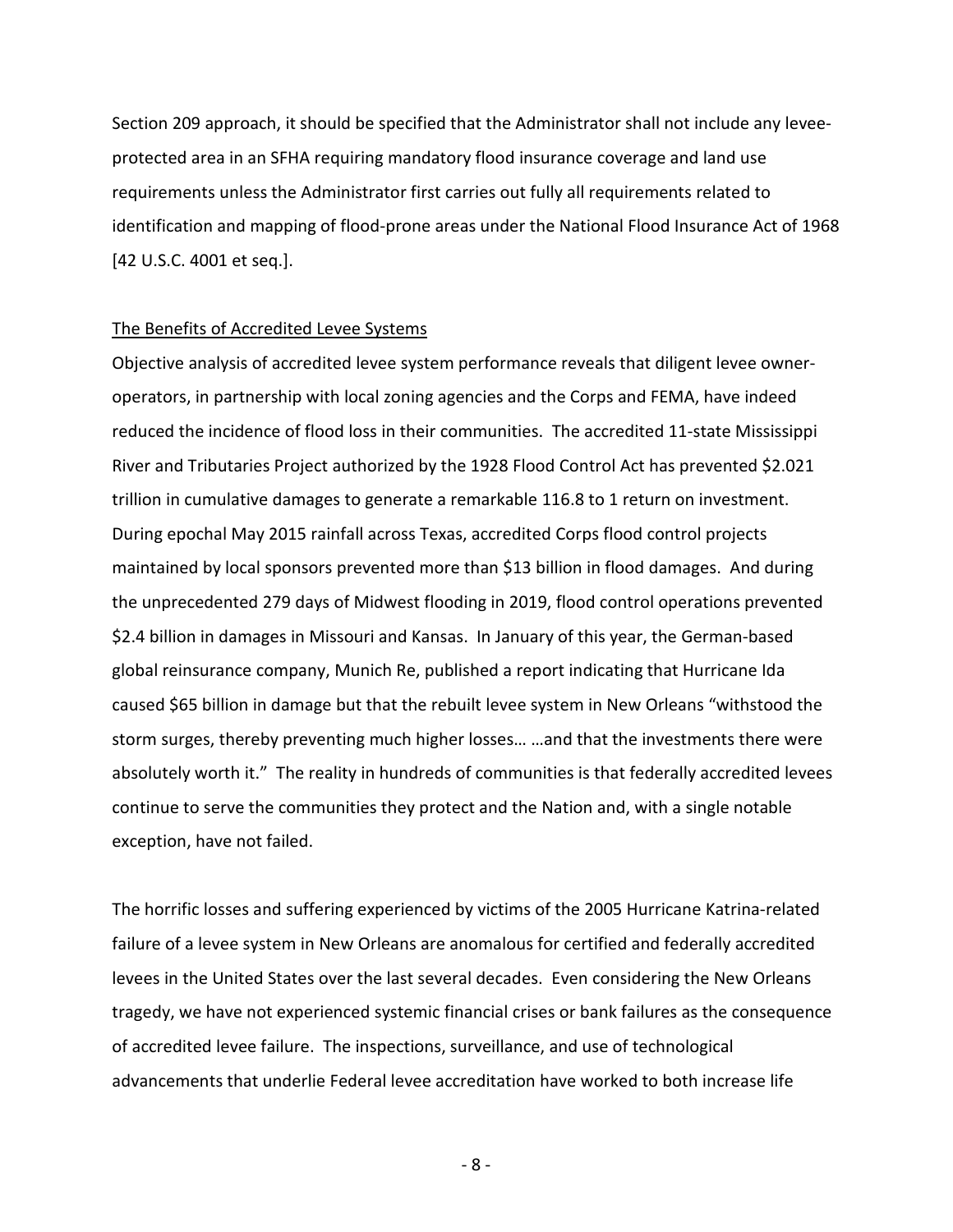Section 209 approach, it should be specified that the Administrator shall not include any levee-protected area in an SFHA requiring mandatory flood insurance coverage and land use requirements unless the Administrator first carries out fully all requirements related to identification and mapping of flood-prone areas under the National Flood Insurance Act of 1968 [42 U.S.C. 4001 et seq.].

<u>The Benefits of Accredited Levee Systems</u>

Objective analysis of accredited levee system performance reveals that diligent levee owner-operators, in partnership with local zoning agencies and the Corps and FEMA, have indeed reduced the incidence of flood loss in their communities. The accredited 11-state Mississippi River and Tributaries Project authorized by the 1928 Flood Control Act has prevented $2.021 trillion in cumulative damages to generate a remarkable 116.8 to 1 return on investment. During epochal May 2015 rainfall across Texas, accredited Corps flood control projects maintained by local sponsors prevented more than $13 billion in flood damages. And during the unprecedented 279 days of Midwest flooding in 2019, flood control operations prevented $2.4 billion in damages in Missouri and Kansas. In January of this year, the German-based global reinsurance company, Munich Re, published a report indicating that Hurricane Ida caused $65 billion in damage but that the rebuilt levee system in New Orleans "withstood the storm surges, thereby preventing much higher losses… …and that the investments there were absolutely worth it." The reality in hundreds of communities is that federally accredited levees continue to serve the communities they protect and the Nation and, with a single notable exception, have not failed.

The horrific losses and suffering experienced by victims of the 2005 Hurricane Katrina-related failure of a levee system in New Orleans are anomalous for certified and federally accredited levees in the United States over the last several decades. Even considering the New Orleans tragedy, we have not experienced systemic financial crises or bank failures as the consequence of accredited levee failure. The inspections, surveillance, and use of technological advancements that underlie Federal levee accreditation have worked to both increase life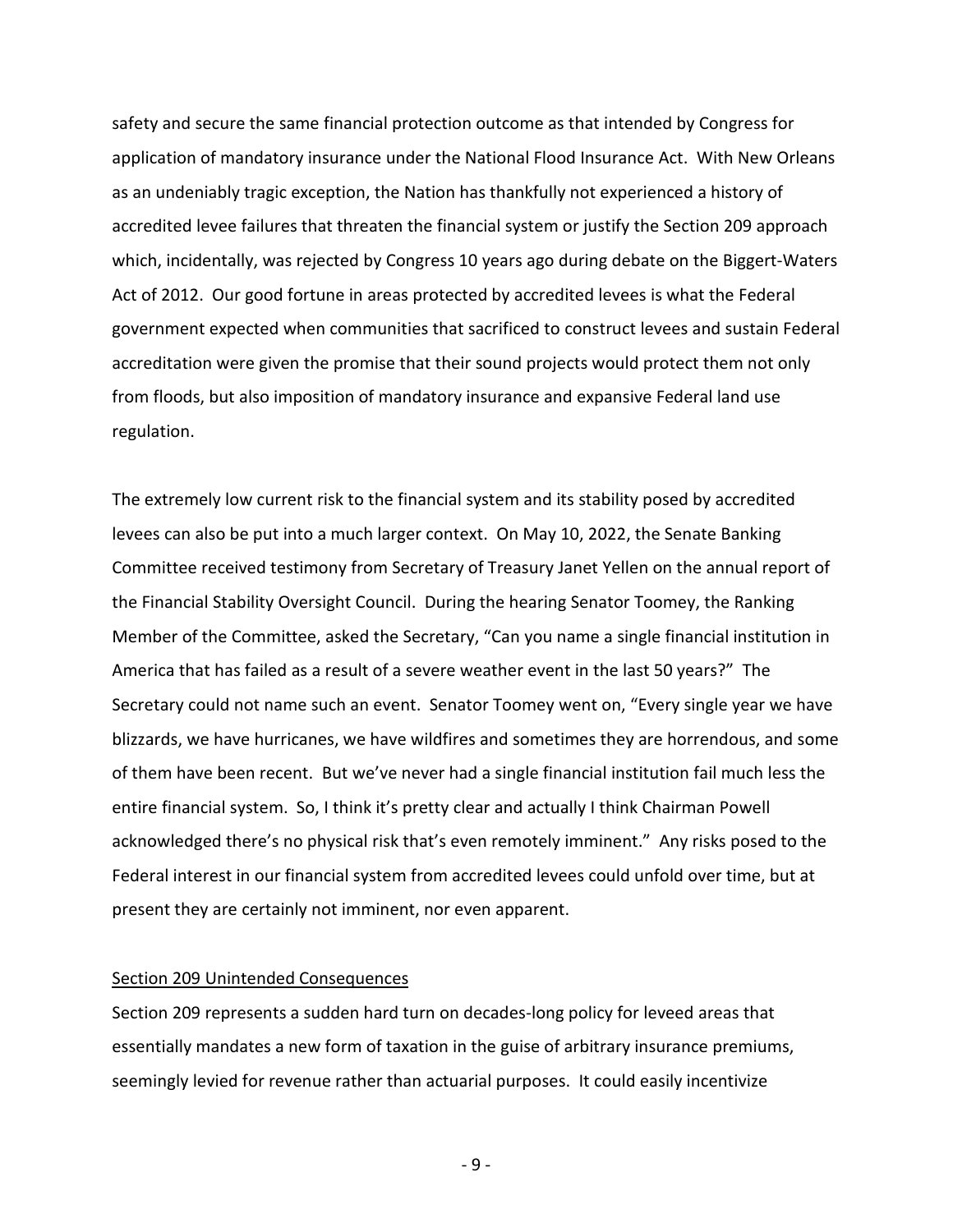safety and secure the same financial protection outcome as that intended by Congress for application of mandatory insurance under the National Flood Insurance Act. With New Orleans as an undeniably tragic exception, the Nation has thankfully not experienced a history of accredited levee failures that threaten the financial system or justify the Section 209 approach which, incidentally, was rejected by Congress 10 years ago during debate on the Biggert-Waters Act of 2012. Our good fortune in areas protected by accredited levees is what the Federal government expected when communities that sacrificed to construct levees and sustain Federal accreditation were given the promise that their sound projects would protect them not only from floods, but also imposition of mandatory insurance and expansive Federal land use regulation.

The extremely low current risk to the financial system and its stability posed by accredited levees can also be put into a much larger context. On May 10, 2022, the Senate Banking Committee received testimony from Secretary of Treasury Janet Yellen on the annual report of the Financial Stability Oversight Council. During the hearing Senator Toomey, the Ranking Member of the Committee, asked the Secretary, "Can you name a single financial institution in America that has failed as a result of a severe weather event in the last 50 years?" The Secretary could not name such an event. Senator Toomey went on, "Every single year we have blizzards, we have hurricanes, we have wildfires and sometimes they are horrendous, and some of them have been recent. But we've never had a single financial institution fail much less the entire financial system. So, I think it's pretty clear and actually I think Chairman Powell acknowledged there's no physical risk that's even remotely imminent." Any risks posed to the Federal interest in our financial system from accredited levees could unfold over time, but at present they are certainly not imminent, nor even apparent.

<u>Section 209 Unintended Consequences</u>

Section 209 represents a sudden hard turn on decades-long policy for leveed areas that essentially mandates a new form of taxation in the guise of arbitrary insurance premiums, seemingly levied for revenue rather than actuarial purposes. It could easily incentivize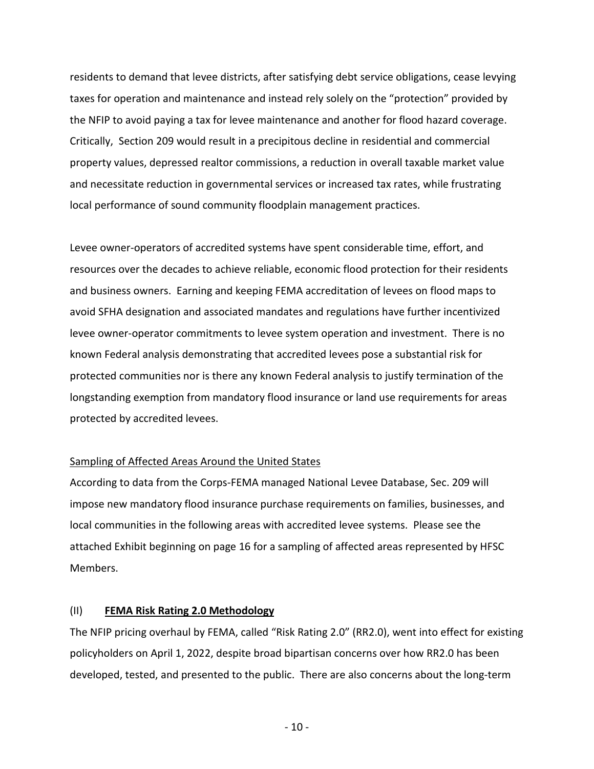residents to demand that levee districts, after satisfying debt service obligations, cease levying taxes for operation and maintenance and instead rely solely on the "protection" provided by the NFIP to avoid paying a tax for levee maintenance and another for flood hazard coverage. Critically, Section 209 would result in a precipitous decline in residential and commercial property values, depressed realtor commissions, a reduction in overall taxable market value and necessitate reduction in governmental services or increased tax rates, while frustrating local performance of sound community floodplain management practices.

Levee owner-operators of accredited systems have spent considerable time, effort, and resources over the decades to achieve reliable, economic flood protection for their residents and business owners. Earning and keeping FEMA accreditation of levees on flood maps to avoid SFHA designation and associated mandates and regulations have further incentivized levee owner-operator commitments to levee system operation and investment. There is no known Federal analysis demonstrating that accredited levees pose a substantial risk for protected communities nor is there any known Federal analysis to justify termination of the longstanding exemption from mandatory flood insurance or land use requirements for areas protected by accredited levees.

<u>Sampling of Affected Areas Around the United States</u>

According to data from the Corps-FEMA managed National Levee Database, Sec. 209 will impose new mandatory flood insurance purchase requirements on families, businesses, and local communities in the following areas with accredited levee systems. Please see the attached Exhibit beginning on page 16 for a sampling of affected areas represented by HFSC Members.

### (II) **<u>FEMA Risk Rating 2.0 Methodology</u>**

The NFIP pricing overhaul by FEMA, called "Risk Rating 2.0" (RR2.0), went into effect for existing policyholders on April 1, 2022, despite broad bipartisan concerns over how RR2.0 has been developed, tested, and presented to the public. There are also concerns about the long-term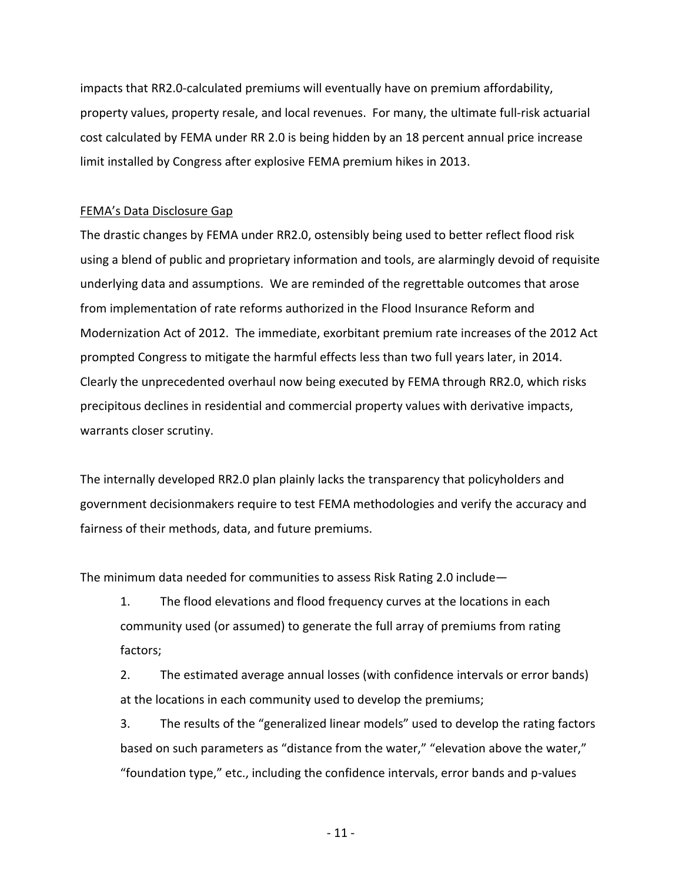impacts that RR2.0-calculated premiums will eventually have on premium affordability, property values, property resale, and local revenues. For many, the ultimate full-risk actuarial cost calculated by FEMA under RR 2.0 is being hidden by an 18 percent annual price increase limit installed by Congress after explosive FEMA premium hikes in 2013.

<u>FEMA's Data Disclosure Gap</u>

The drastic changes by FEMA under RR2.0, ostensibly being used to better reflect flood risk using a blend of public and proprietary information and tools, are alarmingly devoid of requisite underlying data and assumptions. We are reminded of the regrettable outcomes that arose from implementation of rate reforms authorized in the Flood Insurance Reform and Modernization Act of 2012. The immediate, exorbitant premium rate increases of the 2012 Act prompted Congress to mitigate the harmful effects less than two full years later, in 2014. Clearly the unprecedented overhaul now being executed by FEMA through RR2.0, which risks precipitous declines in residential and commercial property values with derivative impacts, warrants closer scrutiny.

The internally developed RR2.0 plan plainly lacks the transparency that policyholders and government decisionmakers require to test FEMA methodologies and verify the accuracy and fairness of their methods, data, and future premiums.

The minimum data needed for communities to assess Risk Rating 2.0 include—

1. The flood elevations and flood frequency curves at the locations in each community used (or assumed) to generate the full array of premiums from rating factors;
2. The estimated average annual losses (with confidence intervals or error bands) at the locations in each community used to develop the premiums;
3. The results of the "generalized linear models" used to develop the rating factors based on such parameters as "distance from the water," "elevation above the water," "foundation type," etc., including the confidence intervals, error bands and p-values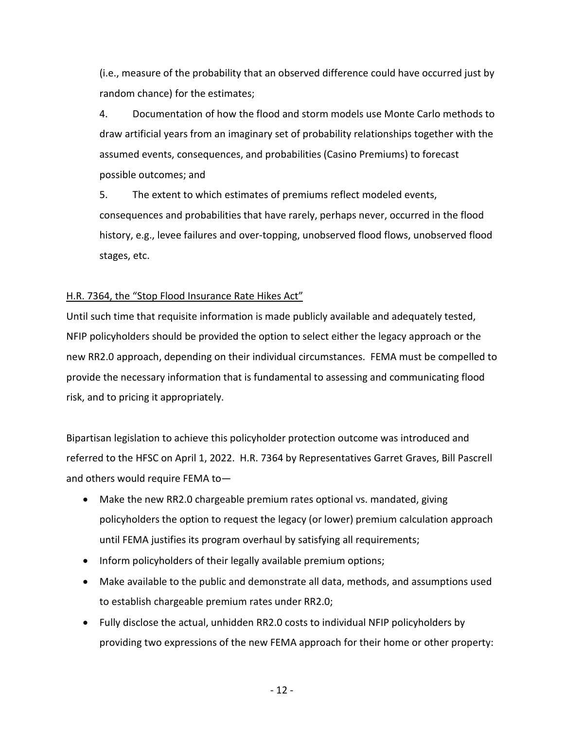(i.e., measure of the probability that an observed difference could have occurred just by random chance) for the estimates;

4. Documentation of how the flood and storm models use Monte Carlo methods to draw artificial years from an imaginary set of probability relationships together with the assumed events, consequences, and probabilities (Casino Premiums) to forecast possible outcomes; and

5. The extent to which estimates of premiums reflect modeled events, consequences and probabilities that have rarely, perhaps never, occurred in the flood history, e.g., levee failures and over-topping, unobserved flood flows, unobserved flood stages, etc.

<u>H.R. 7364, the "Stop Flood Insurance Rate Hikes Act"</u>

Until such time that requisite information is made publicly available and adequately tested, NFIP policyholders should be provided the option to select either the legacy approach or the new RR2.0 approach, depending on their individual circumstances. FEMA must be compelled to provide the necessary information that is fundamental to assessing and communicating flood risk, and to pricing it appropriately.

Bipartisan legislation to achieve this policyholder protection outcome was introduced and referred to the HFSC on April 1, 2022. H.R. 7364 by Representatives Garret Graves, Bill Pascrell and others would require FEMA to—

- Make the new RR2.0 chargeable premium rates optional vs. mandated, giving policyholders the option to request the legacy (or lower) premium calculation approach until FEMA justifies its program overhaul by satisfying all requirements;
- Inform policyholders of their legally available premium options;
- Make available to the public and demonstrate all data, methods, and assumptions used to establish chargeable premium rates under RR2.0;
- Fully disclose the actual, unhidden RR2.0 costs to individual NFIP policyholders by providing two expressions of the new FEMA approach for their home or other property: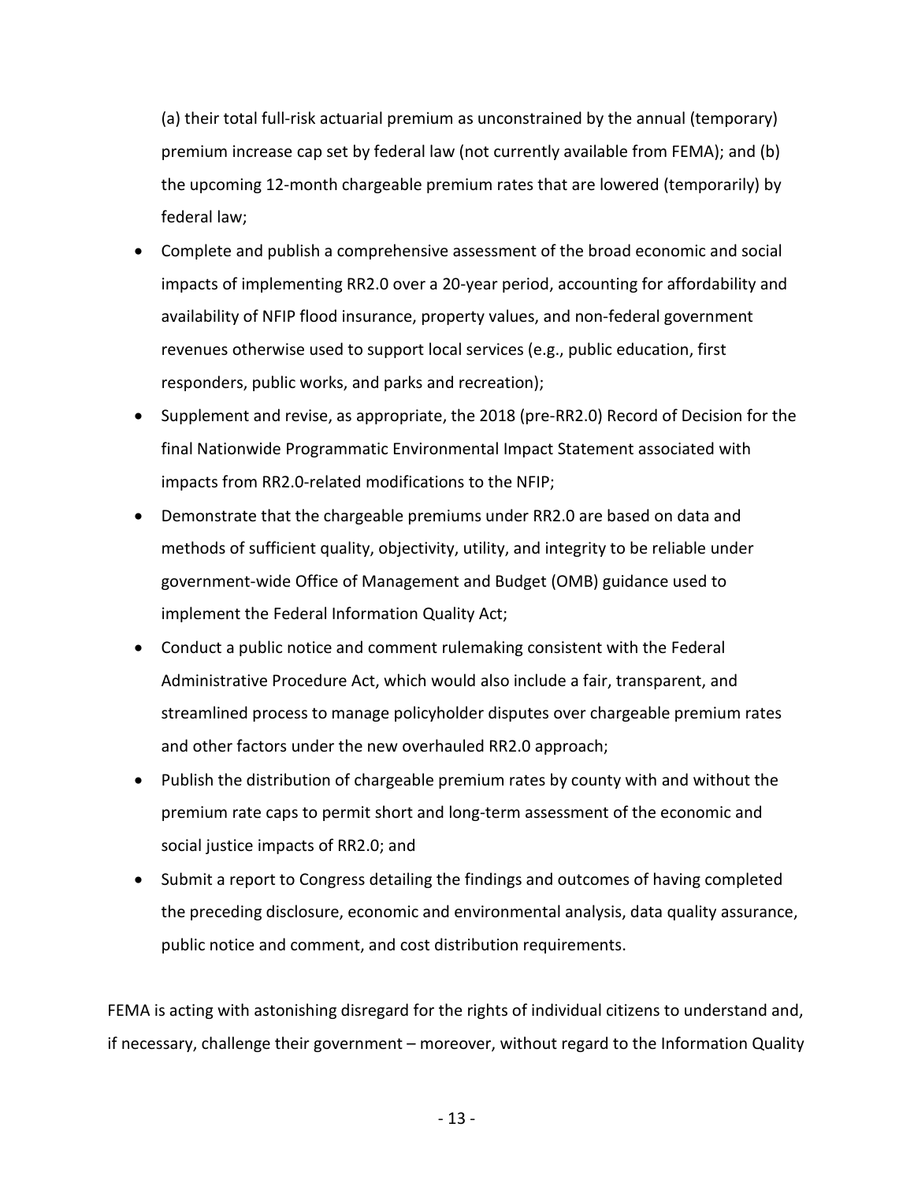(a) their total full-risk actuarial premium as unconstrained by the annual (temporary) premium increase cap set by federal law (not currently available from FEMA); and (b) the upcoming 12-month chargeable premium rates that are lowered (temporarily) by federal law;

- Complete and publish a comprehensive assessment of the broad economic and social impacts of implementing RR2.0 over a 20-year period, accounting for affordability and availability of NFIP flood insurance, property values, and non-federal government revenues otherwise used to support local services (e.g., public education, first responders, public works, and parks and recreation);
- Supplement and revise, as appropriate, the 2018 (pre-RR2.0) Record of Decision for the final Nationwide Programmatic Environmental Impact Statement associated with impacts from RR2.0-related modifications to the NFIP;
- Demonstrate that the chargeable premiums under RR2.0 are based on data and methods of sufficient quality, objectivity, utility, and integrity to be reliable under government-wide Office of Management and Budget (OMB) guidance used to implement the Federal Information Quality Act;
- Conduct a public notice and comment rulemaking consistent with the Federal Administrative Procedure Act, which would also include a fair, transparent, and streamlined process to manage policyholder disputes over chargeable premium rates and other factors under the new overhauled RR2.0 approach;
- Publish the distribution of chargeable premium rates by county with and without the premium rate caps to permit short and long-term assessment of the economic and social justice impacts of RR2.0; and
- Submit a report to Congress detailing the findings and outcomes of having completed the preceding disclosure, economic and environmental analysis, data quality assurance, public notice and comment, and cost distribution requirements.

FEMA is acting with astonishing disregard for the rights of individual citizens to understand and, if necessary, challenge their government – moreover, without regard to the Information Quality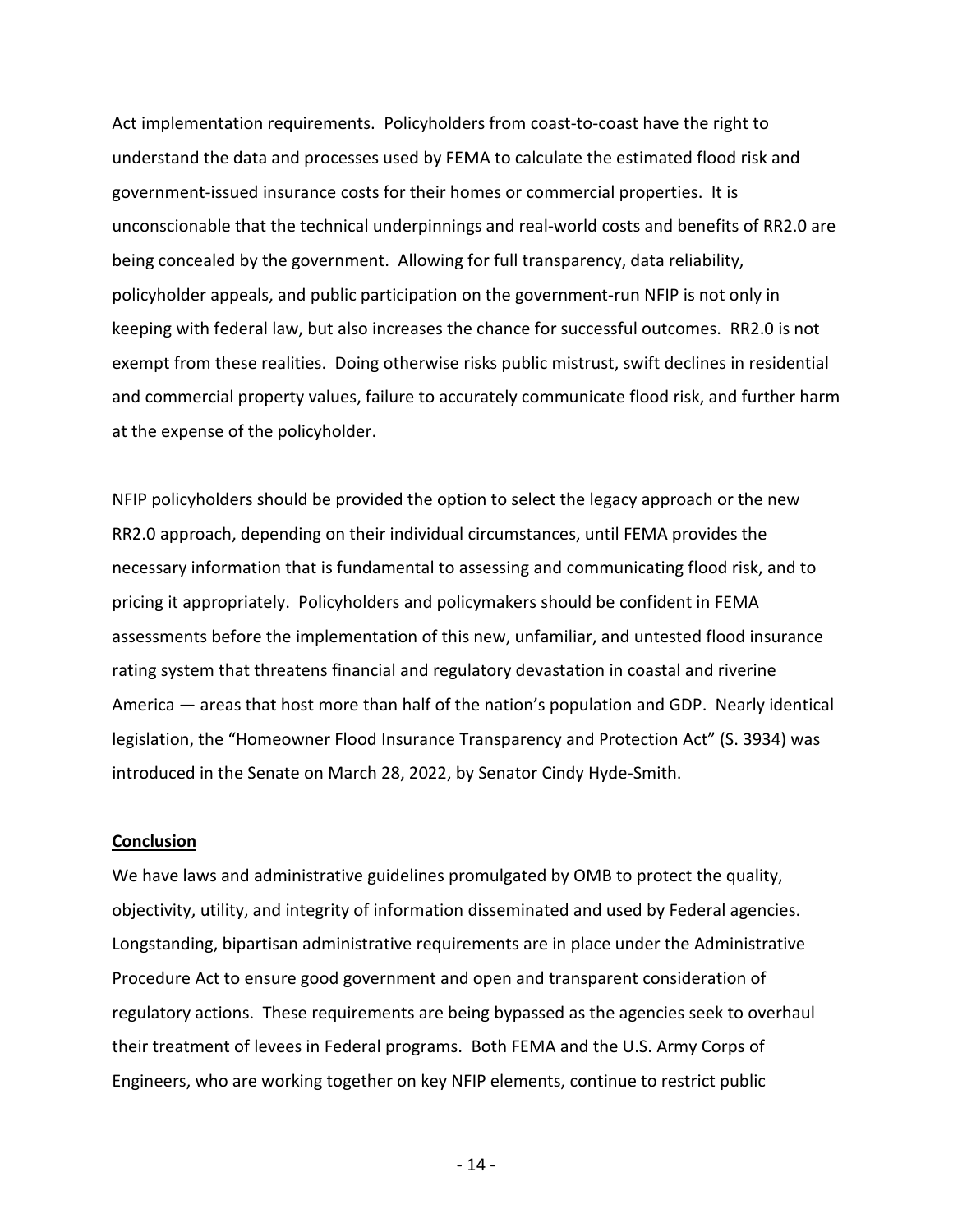Act implementation requirements. Policyholders from coast-to-coast have the right to understand the data and processes used by FEMA to calculate the estimated flood risk and government-issued insurance costs for their homes or commercial properties. It is unconscionable that the technical underpinnings and real-world costs and benefits of RR2.0 are being concealed by the government. Allowing for full transparency, data reliability, policyholder appeals, and public participation on the government-run NFIP is not only in keeping with federal law, but also increases the chance for successful outcomes. RR2.0 is not exempt from these realities. Doing otherwise risks public mistrust, swift declines in residential and commercial property values, failure to accurately communicate flood risk, and further harm at the expense of the policyholder.

NFIP policyholders should be provided the option to select the legacy approach or the new RR2.0 approach, depending on their individual circumstances, until FEMA provides the necessary information that is fundamental to assessing and communicating flood risk, and to pricing it appropriately. Policyholders and policymakers should be confident in FEMA assessments before the implementation of this new, unfamiliar, and untested flood insurance rating system that threatens financial and regulatory devastation in coastal and riverine America — areas that host more than half of the nation's population and GDP. Nearly identical legislation, the "Homeowner Flood Insurance Transparency and Protection Act" (S. 3934) was introduced in the Senate on March 28, 2022, by Senator Cindy Hyde-Smith.

## Conclusion

We have laws and administrative guidelines promulgated by OMB to protect the quality, objectivity, utility, and integrity of information disseminated and used by Federal agencies. Longstanding, bipartisan administrative requirements are in place under the Administrative Procedure Act to ensure good government and open and transparent consideration of regulatory actions. These requirements are being bypassed as the agencies seek to overhaul their treatment of levees in Federal programs. Both FEMA and the U.S. Army Corps of Engineers, who are working together on key NFIP elements, continue to restrict public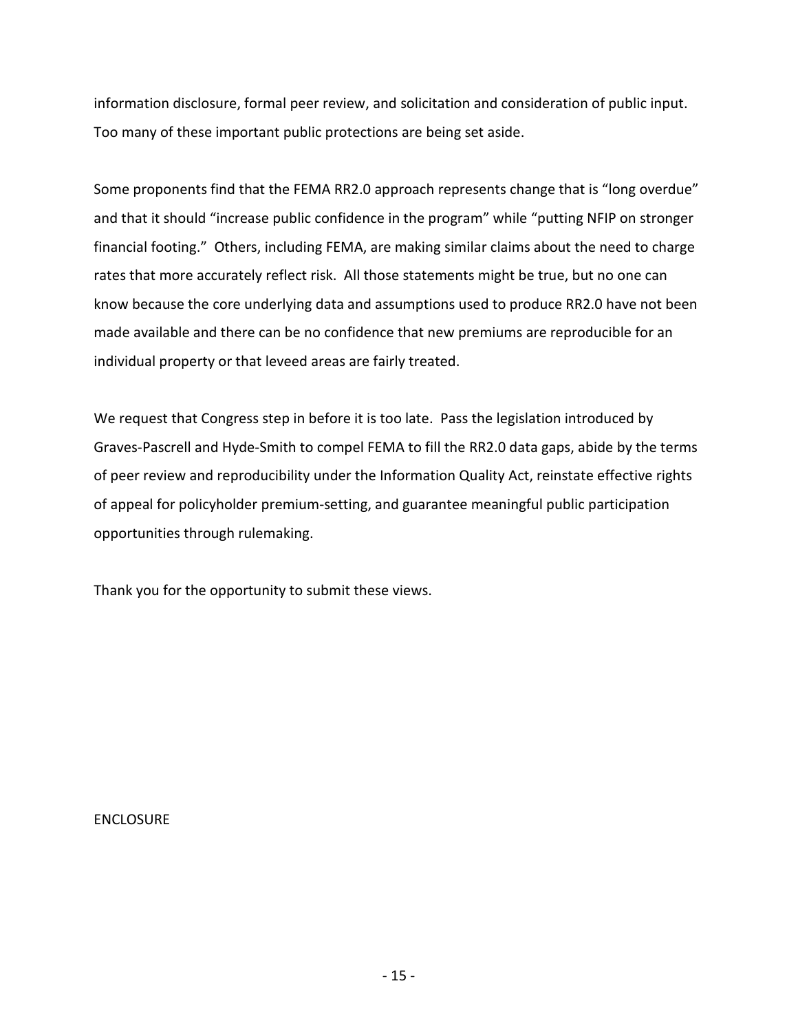information disclosure, formal peer review, and solicitation and consideration of public input. Too many of these important public protections are being set aside.

Some proponents find that the FEMA RR2.0 approach represents change that is "long overdue" and that it should "increase public confidence in the program" while "putting NFIP on stronger financial footing." Others, including FEMA, are making similar claims about the need to charge rates that more accurately reflect risk. All those statements might be true, but no one can know because the core underlying data and assumptions used to produce RR2.0 have not been made available and there can be no confidence that new premiums are reproducible for an individual property or that leveed areas are fairly treated.

We request that Congress step in before it is too late. Pass the legislation introduced by Graves-Pascrell and Hyde-Smith to compel FEMA to fill the RR2.0 data gaps, abide by the terms of peer review and reproducibility under the Information Quality Act, reinstate effective rights of appeal for policyholder premium-setting, and guarantee meaningful public participation opportunities through rulemaking.

Thank you for the opportunity to submit these views.

ENCLOSURE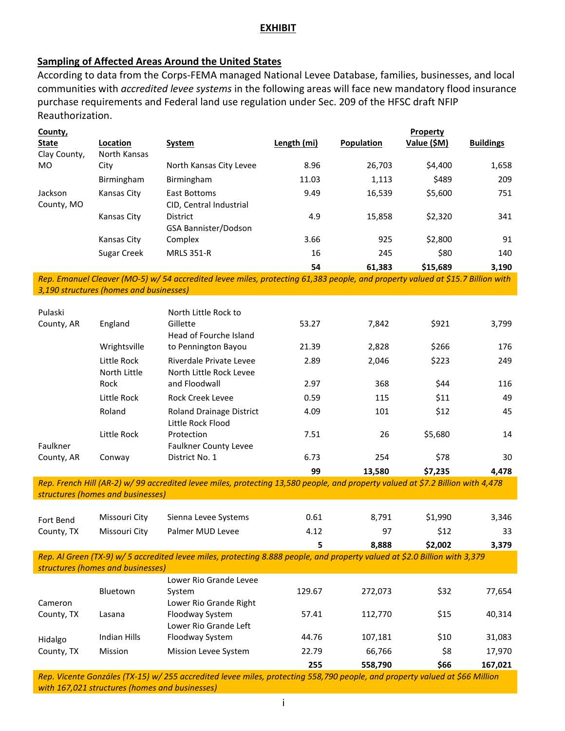**EXHIBIT**

## Sampling of Affected Areas Around the United States

According to data from the Corps-FEMA managed National Levee Database, families, businesses, and local communities with *accredited levee systems* in the following areas will face new mandatory flood insurance purchase requirements and Federal land use regulation under Sec. 209 of the HFSC draft NFIP Reauthorization.

| County, State | Location | System | Length (mi) | Population | Property Value ($M) | Buildings |
|---|---|---|---|---|---|---|
| Clay County, MO | North Kansas City | North Kansas City Levee | 8.96 | 26,703 | $4,400 | 1,658 |
| | Birmingham | Birmingham | 11.03 | 1,113 | $489 | 209 |
| Jackson County, MO | Kansas City | East Bottoms | 9.49 | 16,539 | $5,600 | 751 |
| | Kansas City | CID, Central Industrial District | 4.9 | 15,858 | $2,320 | 341 |
| | Kansas City | GSA Bannister/Dodson Complex | 3.66 | 925 | $2,800 | 91 |
| | Sugar Creek | MRLS 351-R | 16 | 245 | $80 | 140 |
| | | | **54** | **61,383** | **$15,689** | **3,190** |

*Rep. Emanuel Cleaver (MO-5) w/ 54 accredited levee miles, protecting 61,383 people, and property valued at $15.7 Billion with 3,190 structures (homes and businesses)*

| County, State | Location | System | Length (mi) | Population | Property Value ($M) | Buildings |
|---|---|---|---|---|---|---|
| Pulaski County, AR | England | North Little Rock to Gillette | 53.27 | 7,842 | $921 | 3,799 |
| | Wrightsville | Head of Fourche Island to Pennington Bayou | 21.39 | 2,828 | $266 | 176 |
| | Little Rock | Riverdale Private Levee | 2.89 | 2,046 | $223 | 249 |
| | North Little Rock | North Little Rock Levee and Floodwall | 2.97 | 368 | $44 | 116 |
| | Little Rock | Rock Creek Levee | 0.59 | 115 | $11 | 49 |
| | Roland | Roland Drainage District | 4.09 | 101 | $12 | 45 |
| | Little Rock | Little Rock Flood Protection | 7.51 | 26 | $5,680 | 14 |
| Faulkner County, AR | Conway | Faulkner County Levee District No. 1 | 6.73 | 254 | $78 | 30 |
| | | | **99** | **13,580** | **$7,235** | **4,478** |

*Rep. French Hill (AR-2) w/ 99 accredited levee miles, protecting 13,580 people, and property valued at $7.2 Billion with 4,478 structures (homes and businesses)*

| County, State | Location | System | Length (mi) | Population | Property Value ($M) | Buildings |
|---|---|---|---|---|---|---|
| Fort Bend County, TX | Missouri City | Sienna Levee Systems | 0.61 | 8,791 | $1,990 | 3,346 |
| | Missouri City | Palmer MUD Levee | 4.12 | 97 | $12 | 33 |
| | | | **5** | **8,888** | **$2,002** | **3,379** |

*Rep. Al Green (TX-9) w/ 5 accredited levee miles, protecting 8.888 people, and property valued at $2.0 Billion with 3,379 structures (homes and businesses)*

| County, State | Location | System | Length (mi) | Population | Property Value ($M) | Buildings |
|---|---|---|---|---|---|---|
| Cameron County, TX | Bluetown | Lower Rio Grande Levee System | 129.67 | 272,073 | $32 | 77,654 |
| | Lasana | Lower Rio Grande Right Floodway System | 57.41 | 112,770 | $15 | 40,314 |
| Hidalgo County, TX | Indian Hills | Lower Rio Grande Left Floodway System | 44.76 | 107,181 | $10 | 31,083 |
| | Mission | Mission Levee System | 22.79 | 66,766 | $8 | 17,970 |
| | | | **255** | **558,790** | **$66** | **167,021** |

*Rep. Vicente Gonzáles (TX-15) w/ 255 accredited levee miles, protecting 558,790 people, and property valued at $66 Million with 167,021 structures (homes and businesses)*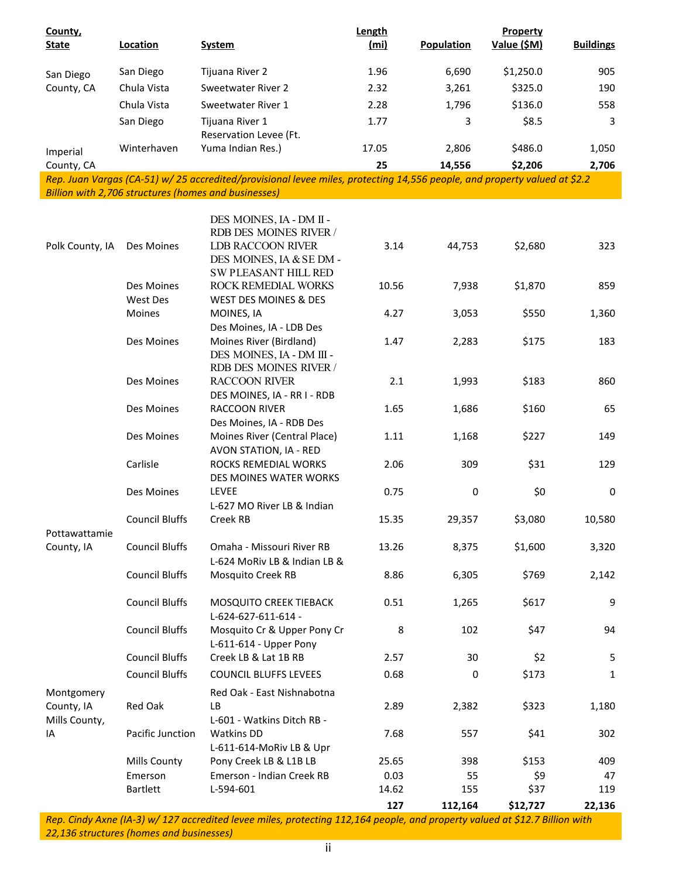| County, State | Location | System | Length (mi) | Population | Property Value ($M) | Buildings |
|---|---|---|---|---|---|---|
| San Diego County, CA | San Diego | Tijuana River 2 | 1.96 | 6,690 | $1,250.0 | 905 |
| | Chula Vista | Sweetwater River 2 | 2.32 | 3,261 | $325.0 | 190 |
| | Chula Vista | Sweetwater River 1 | 2.28 | 1,796 | $136.0 | 558 |
| | San Diego | Tijuana River 1 | 1.77 | 3 | $8.5 | 3 |
| Imperial County, CA | Winterhaven | Reservation Levee (Ft. Yuma Indian Res.) | 17.05 | 2,806 | $486.0 | 1,050 |
| | | | **25** | **14,556** | **$2,206** | **2,706** |

*Rep. Juan Vargas (CA-51) w/ 25 accredited/provisional levee miles, protecting 14,556 people, and property valued at $2.2 Billion with 2,706 structures (homes and businesses)*

| County, State | Location | System | Length (mi) | Population | Property Value ($M) | Buildings |
|---|---|---|---|---|---|---|
| Polk County, IA | Des Moines | DES MOINES, IA - DM II - RDB DES MOINES RIVER / LDB RACCOON RIVER | 3.14 | 44,753 | $2,680 | 323 |
| | Des Moines | DES MOINES, IA & SE DM - SW PLEASANT HILL RED ROCK REMEDIAL WORKS | 10.56 | 7,938 | $1,870 | 859 |
| | West Des Moines | WEST DES MOINES & DES MOINES, IA | 4.27 | 3,053 | $550 | 1,360 |
| | Des Moines | Des Moines, IA - LDB Des Moines River (Birdland) | 1.47 | 2,283 | $175 | 183 |
| | Des Moines | DES MOINES, IA - DM III - RDB DES MOINES RIVER / RACCOON RIVER | 2.1 | 1,993 | $183 | 860 |
| | Des Moines | DES MOINES, IA - RR I - RDB RACCOON RIVER | 1.65 | 1,686 | $160 | 65 |
| | Des Moines | Des Moines, IA - RDB Des Moines River (Central Place) | 1.11 | 1,168 | $227 | 149 |
| | Carlisle | AVON STATION, IA - RED ROCKS REMEDIAL WORKS | 2.06 | 309 | $31 | 129 |
| | Des Moines | DES MOINES WATER WORKS LEVEE | 0.75 | 0 | $0 | 0 |
| Pottawattamie County, IA | Council Bluffs | L-627 MO River LB & Indian Creek RB | 15.35 | 29,357 | $3,080 | 10,580 |
| | Council Bluffs | Omaha - Missouri River RB | 13.26 | 8,375 | $1,600 | 3,320 |
| | Council Bluffs | L-624 MoRiv LB & Indian LB & Mosquito Creek RB | 8.86 | 6,305 | $769 | 2,142 |
| | Council Bluffs | MOSQUITO CREEK TIEBACK | 0.51 | 1,265 | $617 | 9 |
| | Council Bluffs | L-624-627-611-614 - Mosquito Cr & Upper Pony Cr | 8 | 102 | $47 | 94 |
| | Council Bluffs | L-611-614 - Upper Pony Creek LB & Lat 1B RB | 2.57 | 30 | $2 | 5 |
| | Council Bluffs | COUNCIL BLUFFS LEVEES | 0.68 | 0 | $173 | 1 |
| Montgomery County, IA | Red Oak | Red Oak - East Nishnabotna LB | 2.89 | 2,382 | $323 | 1,180 |
| Mills County, IA | Pacific Junction | L-601 - Watkins Ditch RB - Watkins DD | 7.68 | 557 | $41 | 302 |
| | Mills County | L-611-614-MoRiv LB & Upr Pony Creek LB & L1B LB | 25.65 | 398 | $153 | 409 |
| | Emerson | Emerson - Indian Creek RB | 0.03 | 55 | $9 | 47 |
| | Bartlett | L-594-601 | 14.62 | 155 | $37 | 119 |
| | | | **127** | **112,164** | **$12,727** | **22,136** |

*Rep. Cindy Axne (IA-3) w/ 127 accredited levee miles, protecting 112,164 people, and property valued at $12.7 Billion with 22,136 structures (homes and businesses)*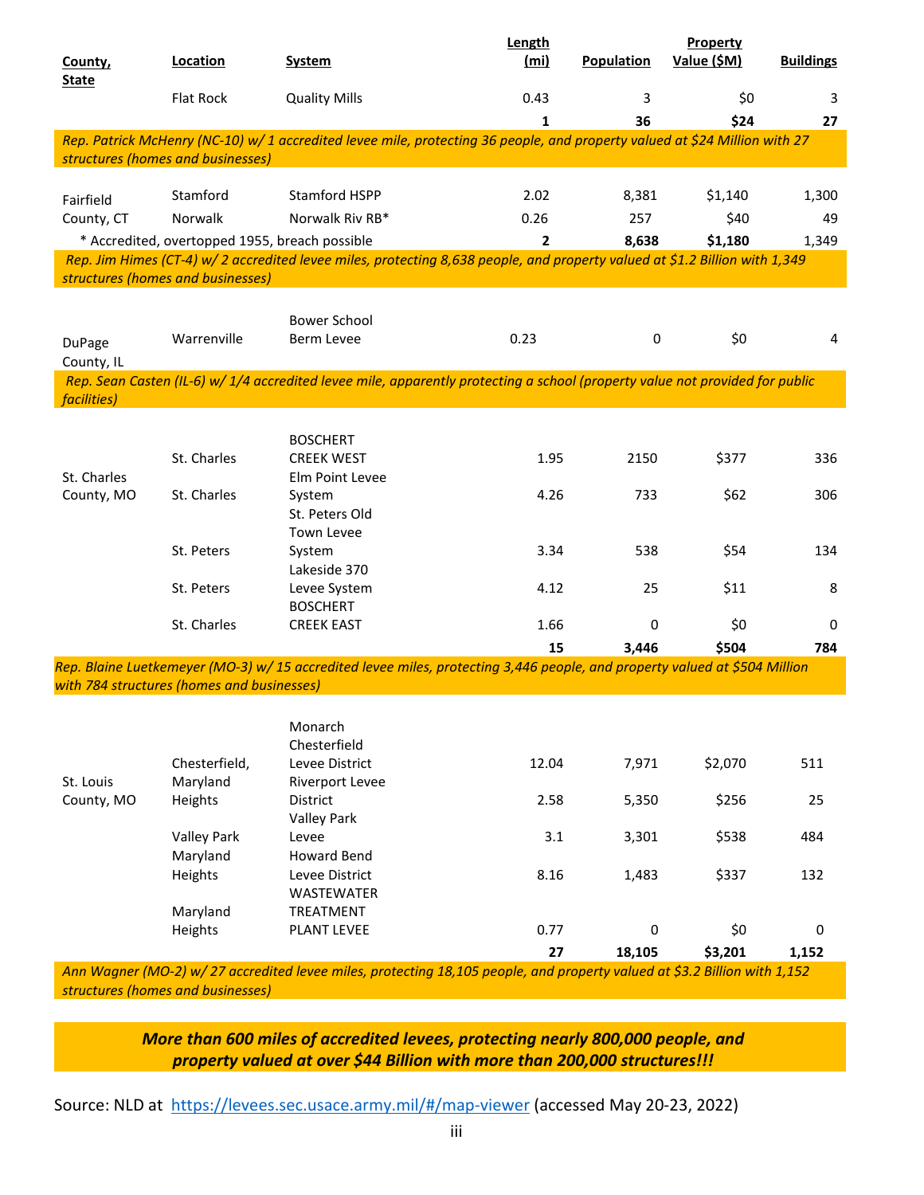| County, State | Location | System | Length (mi) | Population | Property Value ($M) | Buildings |
|---|---|---|---|---|---|---|
| | Flat Rock | Quality Mills | 0.43 | 3 | $0 | 3 |
| | | | **1** | **36** | **$24** | **27** |

*Rep. Patrick McHenry (NC-10) w/ 1 accredited levee mile, protecting 36 people, and property valued at $24 Million with 27 structures (homes and businesses)*

| County, State | Location | System | Length (mi) | Population | Property Value ($M) | Buildings |
|---|---|---|---|---|---|---|
| Fairfield County, CT | Stamford | Stamford HSPP | 2.02 | 8,381 | $1,140 | 1,300 |
| | Norwalk | Norwalk Riv RB* | 0.26 | 257 | $40 | 49 |
| * Accredited, overtopped 1955, breach possible | | | **2** | **8,638** | **$1,180** | 1,349 |

*Rep. Jim Himes (CT-4) w/ 2 accredited levee miles, protecting 8,638 people, and property valued at $1.2 Billion with 1,349 structures (homes and businesses)*

| County, State | Location | System | Length (mi) | Population | Property Value ($M) | Buildings |
|---|---|---|---|---|---|---|
| DuPage County, IL | Warrenville | Bower School Berm Levee | 0.23 | 0 | $0 | 4 |

*Rep. Sean Casten (IL-6) w/ 1/4 accredited levee mile, apparently protecting a school (property value not provided for public facilities)*

| County, State | Location | System | Length (mi) | Population | Property Value ($M) | Buildings |
|---|---|---|---|---|---|---|
| St. Charles County, MO | St. Charles | BOSCHERT CREEK WEST | 1.95 | 2150 | $377 | 336 |
| | St. Charles | Elm Point Levee System | 4.26 | 733 | $62 | 306 |
| | St. Peters | St. Peters Old Town Levee System | 3.34 | 538 | $54 | 134 |
| | St. Peters | Lakeside 370 Levee System | 4.12 | 25 | $11 | 8 |
| | St. Charles | BOSCHERT CREEK EAST | 1.66 | 0 | $0 | 0 |
| | | | **15** | **3,446** | **$504** | **784** |

*Rep. Blaine Luetkemeyer (MO-3) w/ 15 accredited levee miles, protecting 3,446 people, and property valued at $504 Million with 784 structures (homes and businesses)*

| County, State | Location | System | Length (mi) | Population | Property Value ($M) | Buildings |
|---|---|---|---|---|---|---|
| St. Louis County, MO | Chesterfield, Maryland Heights | Monarch Chesterfield Levee District | 12.04 | 7,971 | $2,070 | 511 |
| | | Riverport Levee District | 2.58 | 5,350 | $256 | 25 |
| | Valley Park | Valley Park Levee | 3.1 | 3,301 | $538 | 484 |
| | Maryland Heights | Howard Bend Levee District | 8.16 | 1,483 | $337 | 132 |
| | Maryland Heights | WASTEWATER TREATMENT PLANT LEVEE | 0.77 | 0 | $0 | 0 |
| | | | **27** | **18,105** | **$3,201** | **1,152** |

*Ann Wagner (MO-2) w/ 27 accredited levee miles, protecting 18,105 people, and property valued at $3.2 Billion with 1,152 structures (homes and businesses)*

***More than 600 miles of accredited levees, protecting nearly 800,000 people, and property valued at over $44 Billion with more than 200,000 structures!!!***

Source: NLD at https://levees.sec.usace.army.mil/#/map-viewer (accessed May 20-23, 2022)